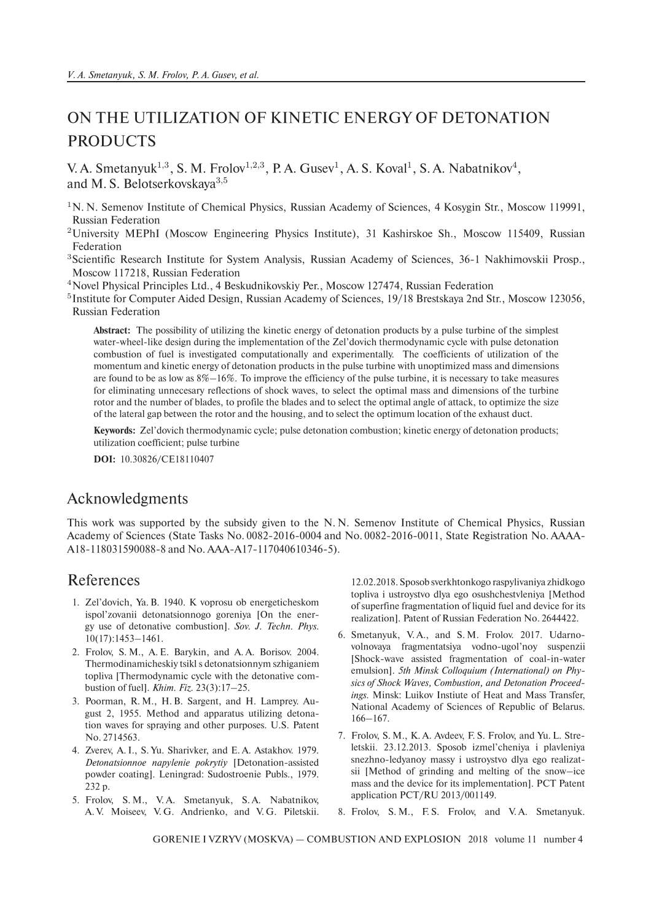# ON THE UTILIZATION OF KINETIC ENERGY OF DETONATION PRODUCTS

V. A. Smetanyuk[1,3], S. M. Frolov[1,2,3], P. A. Gusev[1], A. S. Koval[1], S. A. Nabatnikov[4], and M. S. Belotserkovskaya[3,5]

[1]N. N. Semenov Institute of Chemical Physics, Russian Academy of Sciences, 4 Kosygin Str., Moscow 119991, Russian Federation

[2]University MEPhI (Moscow Engineering Physics Institute), 31 Kashirskoe Sh., Moscow 115409, Russian Federation

[3]Scientific Research Institute for System Analysis, Russian Academy of Sciences, 36-1 Nakhimovskii Prosp., Moscow 117218, Russian Federation

[4]Novel Physical Principles Ltd., 4 Beskudnikovskiy Per., Moscow 127474, Russian Federation

[5]Institute for Computer Aided Design, Russian Academy of Sciences, 19/18 Brestskaya 2nd Str., Moscow 123056, Russian Federation

**Abstract:** The possibility of utilizing the kinetic energy of detonation products by a pulse turbine of the simplest water-wheel-like design during the implementation of the Zel'dovich thermodynamic cycle with pulse detonation combustion of fuel is investigated computationally and experimentally. The coefficients of utilization of the momentum and kinetic energy of detonation products in the pulse turbine with unoptimized mass and dimensions are found to be as low as 8%–16%. To improve the efficiency of the pulse turbine, it is necessary to take measures for eliminating unnecesary reflections of shock waves, to select the optimal mass and dimensions of the turbine rotor and the number of blades, to profile the blades and to select the optimal angle of attack, to optimize the size of the lateral gap between the rotor and the housing, and to select the optimum location of the exhaust duct.

**Keywords:** Zel'dovich thermodynamic cycle; pulse detonation combustion; kinetic energy of detonation products; utilization coefficient; pulse turbine

**DOI:** 10.30826/CE18110407

## Acknowledgments

This work was supported by the subsidy given to the N. N. Semenov Institute of Chemical Physics, Russian Academy of Sciences (State Tasks No. 0082-2016-0004 and No. 0082-2016-0011, State Registration No. AAAA-A18-118031590088-8 and No. AAA-A17-117040610346-5).

## References

1. Zel'dovich, Ya. B. 1940. K voprosu ob energeticheskom ispol'zovanii detonatsionnogo goreniya [On the energy use of detonative combustion]. *Sov. J. Techn. Phys.* 10(17):1453–1461.
2. Frolov, S. M., A. E. Barykin, and A. A. Borisov. 2004. Thermodinamicheskiy tsikl s detonatsionnym szhiganiem topliva [Thermodynamic cycle with the detonative combustion of fuel]. *Khim. Fiz.* 23(3):17–25.
3. Poorman, R. M., H. B. Sargent, and H. Lamprey. August 2, 1955. Method and apparatus utilizing detonation waves for spraying and other purposes. U.S. Patent No. 2714563.
4. Zverev, A. I., S. Yu. Sharivker, and E. A. Astakhov. 1979. *Detonatsionnoe napylenie pokrytiy* [Detonation-assisted powder coating]. Leningrad: Sudostroenie Publs., 1979. 232 p.
5. Frolov, S. M., V. A. Smetanyuk, S. A. Nabatnikov, A. V. Moiseev, V. G. Andrienko, and V. G. Piletskii. 12.02.2018. Sposob sverkhtonkogo raspylivaniya zhidkogo topliva i ustroystvo dlya ego osushchestvleniya [Method of superfine fragmentation of liquid fuel and device for its realization]. Patent of Russian Federation No. 2644422.
6. Smetanyuk, V. A., and S. M. Frolov. 2017. Udarno-volnovaya fragmentatsiya vodno-ugol'noy suspenzii [Shock-wave assisted fragmentation of coal-in-water emulsion]. *5th Minsk Colloquium (International) on Physics of Shock Waves, Combustion, and Detonation Proceedings.* Minsk: Luikov Instiute of Heat and Mass Transfer, National Academy of Sciences of Republic of Belarus. 166–167.
7. Frolov, S. M., K. A. Avdeev, F. S. Frolov, and Yu. L. Streletskii. 23.12.2013. Sposob izmel'cheniya i plavleniya snezhno-ledyanoy massy i ustroystvo dlya ego realizatsii [Method of grinding and melting of the snow–ice mass and the device for its implementation]. PCT Patent application PCT/RU 2013/001149.
8. Frolov, S. M., F. S. Frolov, and V. A. Smetanyuk.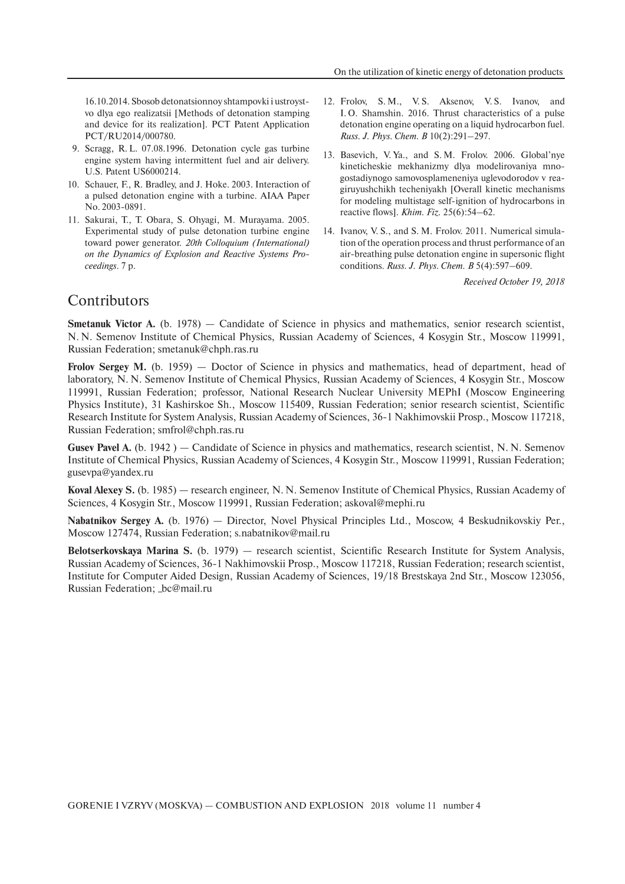16.10.2014. Sbosob detonatsionnoy shtampovki i ustroystvo dlya ego realizatsii [Methods of detonation stamping and device for its realization]. PCT Patent Application PCT/RU2014/000780.

9. Scragg, R. L. 07.08.1996. Detonation cycle gas turbine engine system having intermittent fuel and air delivery. U.S. Patent US6000214.
10. Schauer, F., R. Bradley, and J. Hoke. 2003. Interaction of a pulsed detonation engine with a turbine. AIAA Paper No. 2003-0891.
11. Sakurai, T., T. Obara, S. Ohyagi, M. Murayama. 2005. Experimental study of pulse detonation turbine engine toward power generator. *20th Colloquium (International) on the Dynamics of Explosion and Reactive Systems Proceedings*. 7 p.
12. Frolov, S. M., V. S. Aksenov, V. S. Ivanov, and I. O. Shamshin. 2016. Thrust characteristics of a pulse detonation engine operating on a liquid hydrocarbon fuel. *Russ. J. Phys. Chem. B* 10(2):291–297.
13. Basevich, V. Ya., and S. M. Frolov. 2006. Global'nye kineticheskie mekhanizmy dlya modelirovaniya mnogostadiynogo samovosplameneniya uglevodorodov v reagiruyushchikh techeniyakh [Overall kinetic mechanisms for modeling multistage self-ignition of hydrocarbons in reactive flows]. *Khim. Fiz.* 25(6):54–62.
14. Ivanov, V. S., and S. M. Frolov. 2011. Numerical simulation of the operation process and thrust performance of an air-breathing pulse detonation engine in supersonic flight conditions. *Russ. J. Phys. Chem. B* 5(4):597–609.

*Received October 19, 2018*

## Contributors

**Smetanuk Victor A.** (b. 1978) — Candidate of Science in physics and mathematics, senior research scientist, N. N. Semenov Institute of Chemical Physics, Russian Academy of Sciences, 4 Kosygin Str., Moscow 119991, Russian Federation; smetanuk@chph.ras.ru

**Frolov Sergey M.** (b. 1959) — Doctor of Science in physics and mathematics, head of department, head of laboratory, N. N. Semenov Institute of Chemical Physics, Russian Academy of Sciences, 4 Kosygin Str., Moscow 119991, Russian Federation; professor, National Research Nuclear University MEPhI (Moscow Engineering Physics Institute), 31 Kashirskoe Sh., Moscow 115409, Russian Federation; senior research scientist, Scientific Research Institute for System Analysis, Russian Academy of Sciences, 36-1 Nakhimovskii Prosp., Moscow 117218, Russian Federation; smfrol@chph.ras.ru

**Gusev Pavel A.** (b. 1942 ) — Candidate of Science in physics and mathematics, research scientist, N. N. Semenov Institute of Chemical Physics, Russian Academy of Sciences, 4 Kosygin Str., Moscow 119991, Russian Federation; gusevpa@yandex.ru

**Koval Alexey S.** (b. 1985) — research engineer, N. N. Semenov Institute of Chemical Physics, Russian Academy of Sciences, 4 Kosygin Str., Moscow 119991, Russian Federation; askoval@mephi.ru

**Nabatnikov Sergey A.** (b. 1976) — Director, Novel Physical Principles Ltd., Moscow, 4 Beskudnikovskiy Per., Moscow 127474, Russian Federation; s.nabatnikov@mail.ru

**Belotserkovskaya Marina S.** (b. 1979) — research scientist, Scientific Research Institute for System Analysis, Russian Academy of Sciences, 36-1 Nakhimovskii Prosp., Moscow 117218, Russian Federation; research scientist, Institute for Computer Aided Design, Russian Academy of Sciences, 19/18 Brestskaya 2nd Str., Moscow 123056, Russian Federation; _bc@mail.ru